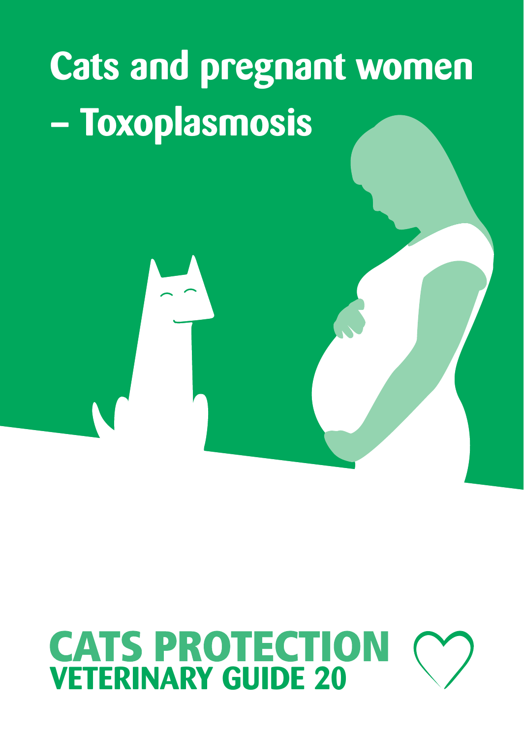# Cats and pregnant women – Toxoplasmosis

**CATS PROTECTION**
**VETERINARY GUIDE 20**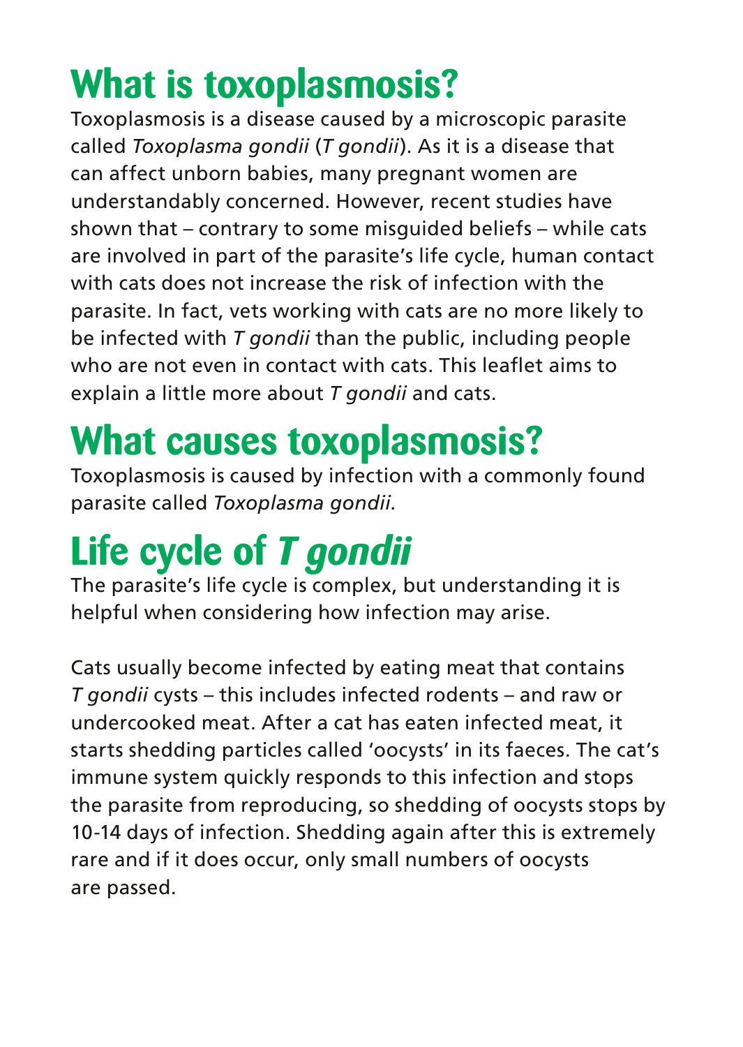# What is toxoplasmosis?

Toxoplasmosis is a disease caused by a microscopic parasite called *Toxoplasma gondii* (*T gondii*). As it is a disease that can affect unborn babies, many pregnant women are understandably concerned. However, recent studies have shown that – contrary to some misguided beliefs – while cats are involved in part of the parasite's life cycle, human contact with cats does not increase the risk of infection with the parasite. In fact, vets working with cats are no more likely to be infected with *T gondii* than the public, including people who are not even in contact with cats. This leaflet aims to explain a little more about *T gondii* and cats.

# What causes toxoplasmosis?

Toxoplasmosis is caused by infection with a commonly found parasite called *Toxoplasma gondii*.

# Life cycle of *T gondii*

The parasite's life cycle is complex, but understanding it is helpful when considering how infection may arise.

Cats usually become infected by eating meat that contains *T gondii* cysts – this includes infected rodents – and raw or undercooked meat. After a cat has eaten infected meat, it starts shedding particles called 'oocysts' in its faeces. The cat's immune system quickly responds to this infection and stops the parasite from reproducing, so shedding of oocysts stops by 10-14 days of infection. Shedding again after this is extremely rare and if it does occur, only small numbers of oocysts are passed.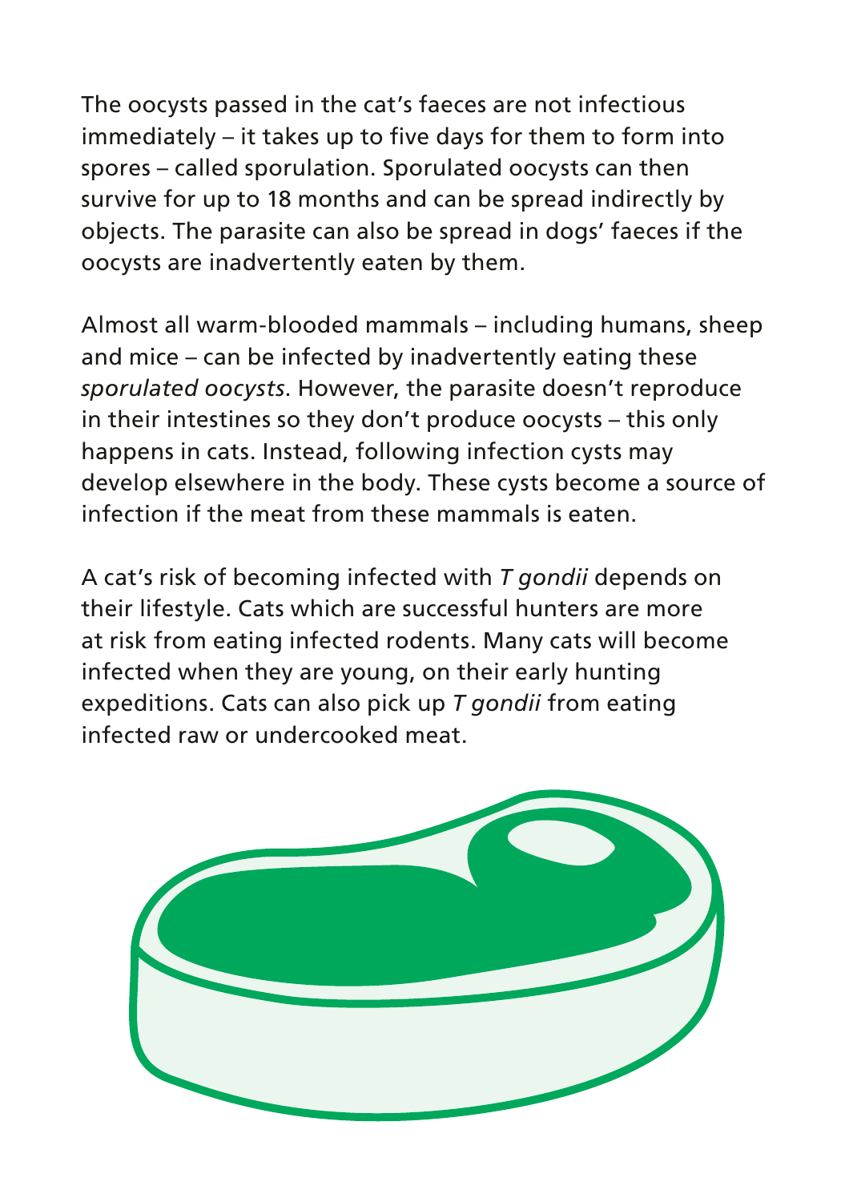The oocysts passed in the cat's faeces are not infectious immediately – it takes up to five days for them to form into spores – called sporulation. Sporulated oocysts can then survive for up to 18 months and can be spread indirectly by objects. The parasite can also be spread in dogs' faeces if the oocysts are inadvertently eaten by them.

Almost all warm-blooded mammals – including humans, sheep and mice – can be infected by inadvertently eating these *sporulated oocysts*. However, the parasite doesn't reproduce in their intestines so they don't produce oocysts – this only happens in cats. Instead, following infection cysts may develop elsewhere in the body. These cysts become a source of infection if the meat from these mammals is eaten.

A cat's risk of becoming infected with *T gondii* depends on their lifestyle. Cats which are successful hunters are more at risk from eating infected rodents. Many cats will become infected when they are young, on their early hunting expeditions. Cats can also pick up *T gondii* from eating infected raw or undercooked meat.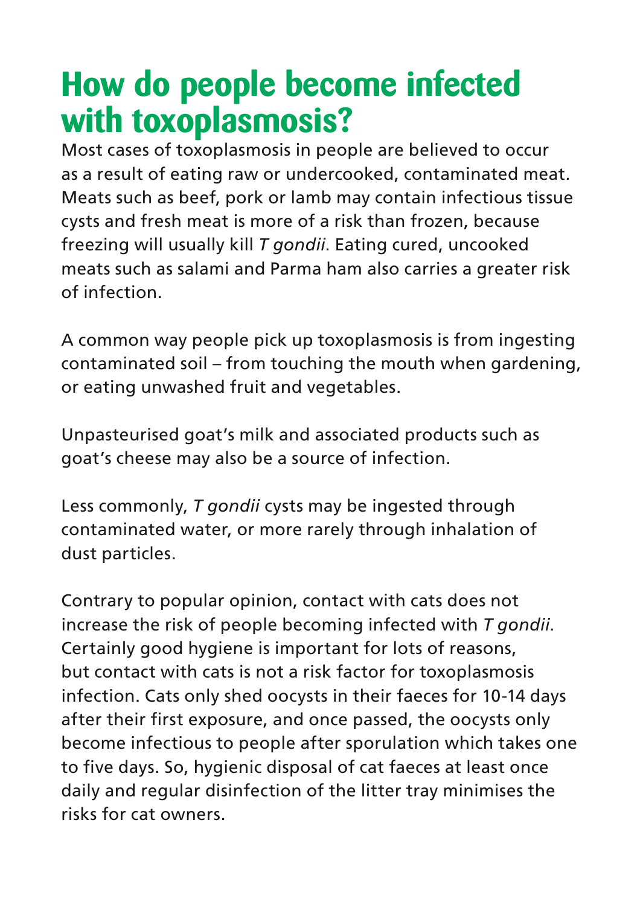# How do people become infected with toxoplasmosis?

Most cases of toxoplasmosis in people are believed to occur as a result of eating raw or undercooked, contaminated meat. Meats such as beef, pork or lamb may contain infectious tissue cysts and fresh meat is more of a risk than frozen, because freezing will usually kill *T gondii*. Eating cured, uncooked meats such as salami and Parma ham also carries a greater risk of infection.

A common way people pick up toxoplasmosis is from ingesting contaminated soil – from touching the mouth when gardening, or eating unwashed fruit and vegetables.

Unpasteurised goat's milk and associated products such as goat's cheese may also be a source of infection.

Less commonly, *T gondii* cysts may be ingested through contaminated water, or more rarely through inhalation of dust particles.

Contrary to popular opinion, contact with cats does not increase the risk of people becoming infected with *T gondii*. Certainly good hygiene is important for lots of reasons, but contact with cats is not a risk factor for toxoplasmosis infection. Cats only shed oocysts in their faeces for 10-14 days after their first exposure, and once passed, the oocysts only become infectious to people after sporulation which takes one to five days. So, hygienic disposal of cat faeces at least once daily and regular disinfection of the litter tray minimises the risks for cat owners.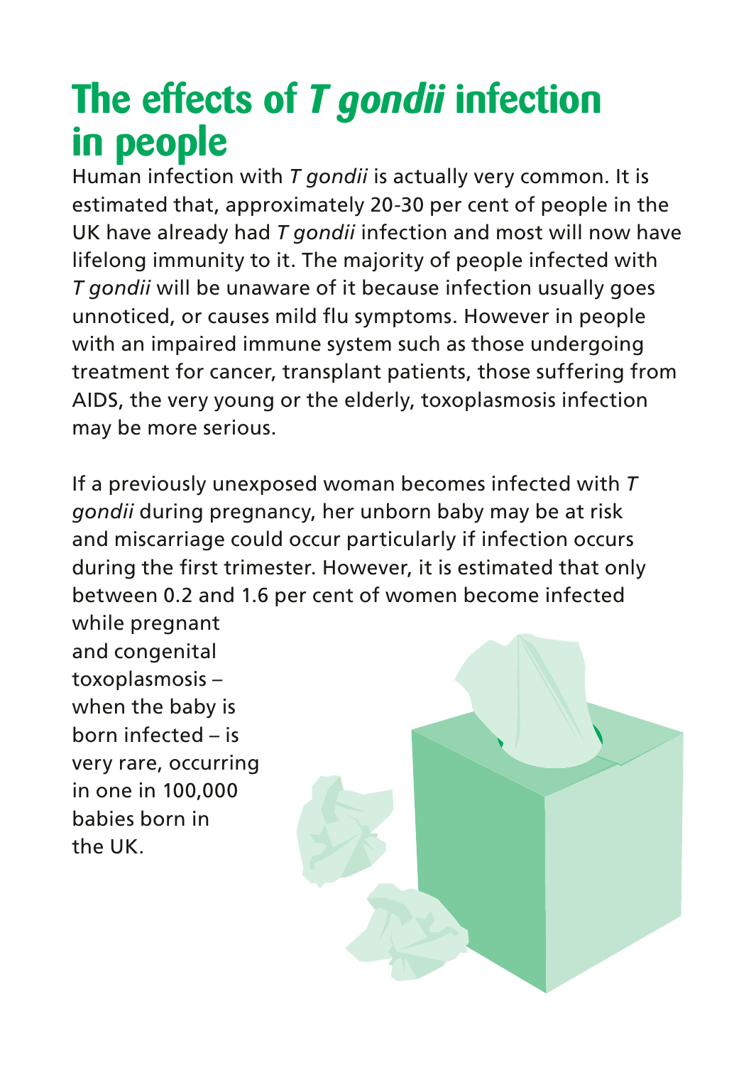# The effects of *T gondii* infection in people

Human infection with *T gondii* is actually very common. It is estimated that, approximately 20-30 per cent of people in the UK have already had *T gondii* infection and most will now have lifelong immunity to it. The majority of people infected with *T gondii* will be unaware of it because infection usually goes unnoticed, or causes mild flu symptoms. However in people with an impaired immune system such as those undergoing treatment for cancer, transplant patients, those suffering from AIDS, the very young or the elderly, toxoplasmosis infection may be more serious.

If a previously unexposed woman becomes infected with *T gondii* during pregnancy, her unborn baby may be at risk and miscarriage could occur particularly if infection occurs during the first trimester. However, it is estimated that only between 0.2 and 1.6 per cent of women become infected while pregnant and congenital toxoplasmosis – when the baby is born infected – is very rare, occurring in one in 100,000 babies born in the UK.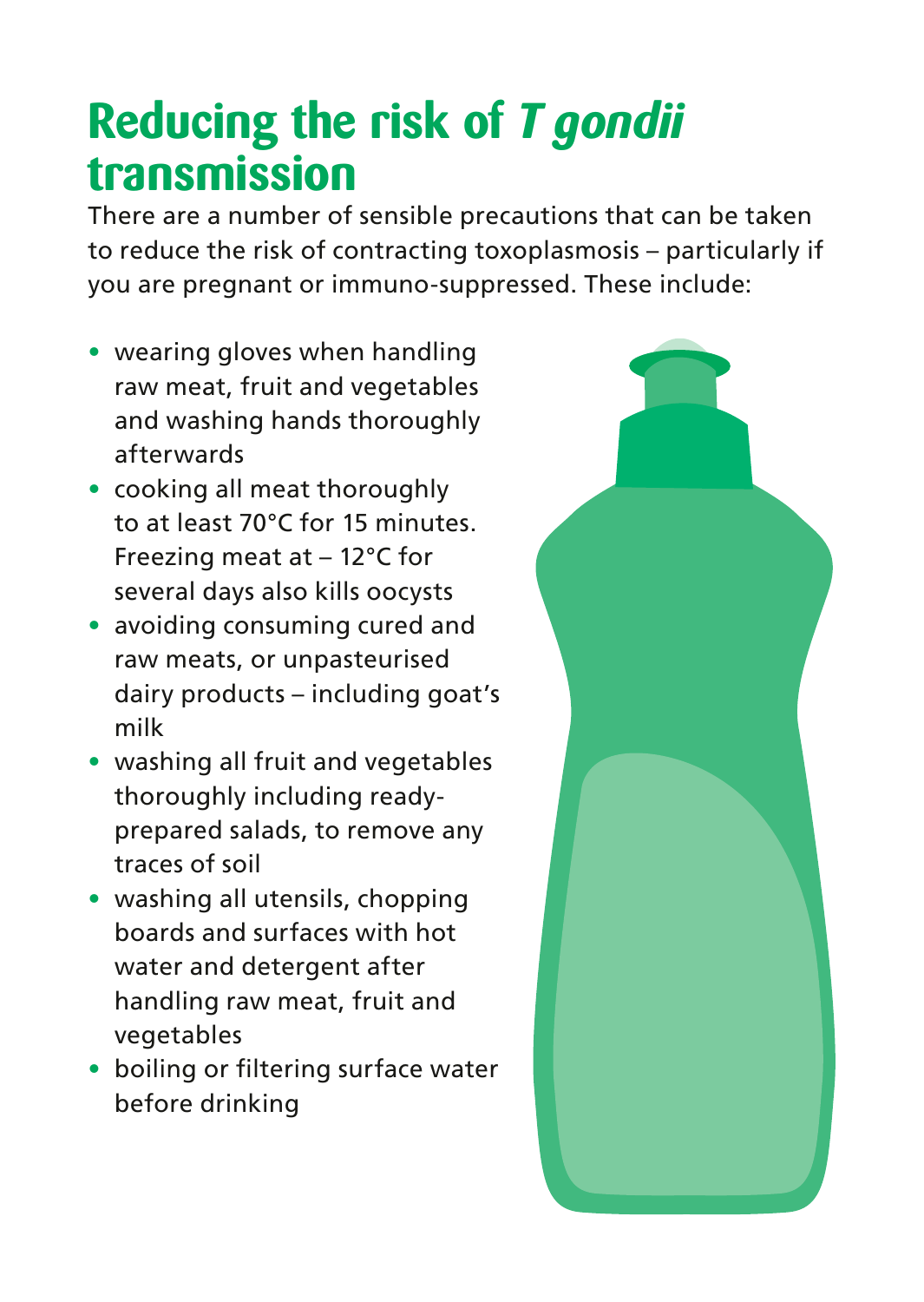# Reducing the risk of *T gondii* transmission

There are a number of sensible precautions that can be taken to reduce the risk of contracting toxoplasmosis – particularly if you are pregnant or immuno-suppressed. These include:

- wearing gloves when handling raw meat, fruit and vegetables and washing hands thoroughly afterwards
- cooking all meat thoroughly to at least 70°C for 15 minutes. Freezing meat at – 12°C for several days also kills oocysts
- avoiding consuming cured and raw meats, or unpasteurised dairy products – including goat's milk
- washing all fruit and vegetables thoroughly including ready-prepared salads, to remove any traces of soil
- washing all utensils, chopping boards and surfaces with hot water and detergent after handling raw meat, fruit and vegetables
- boiling or filtering surface water before drinking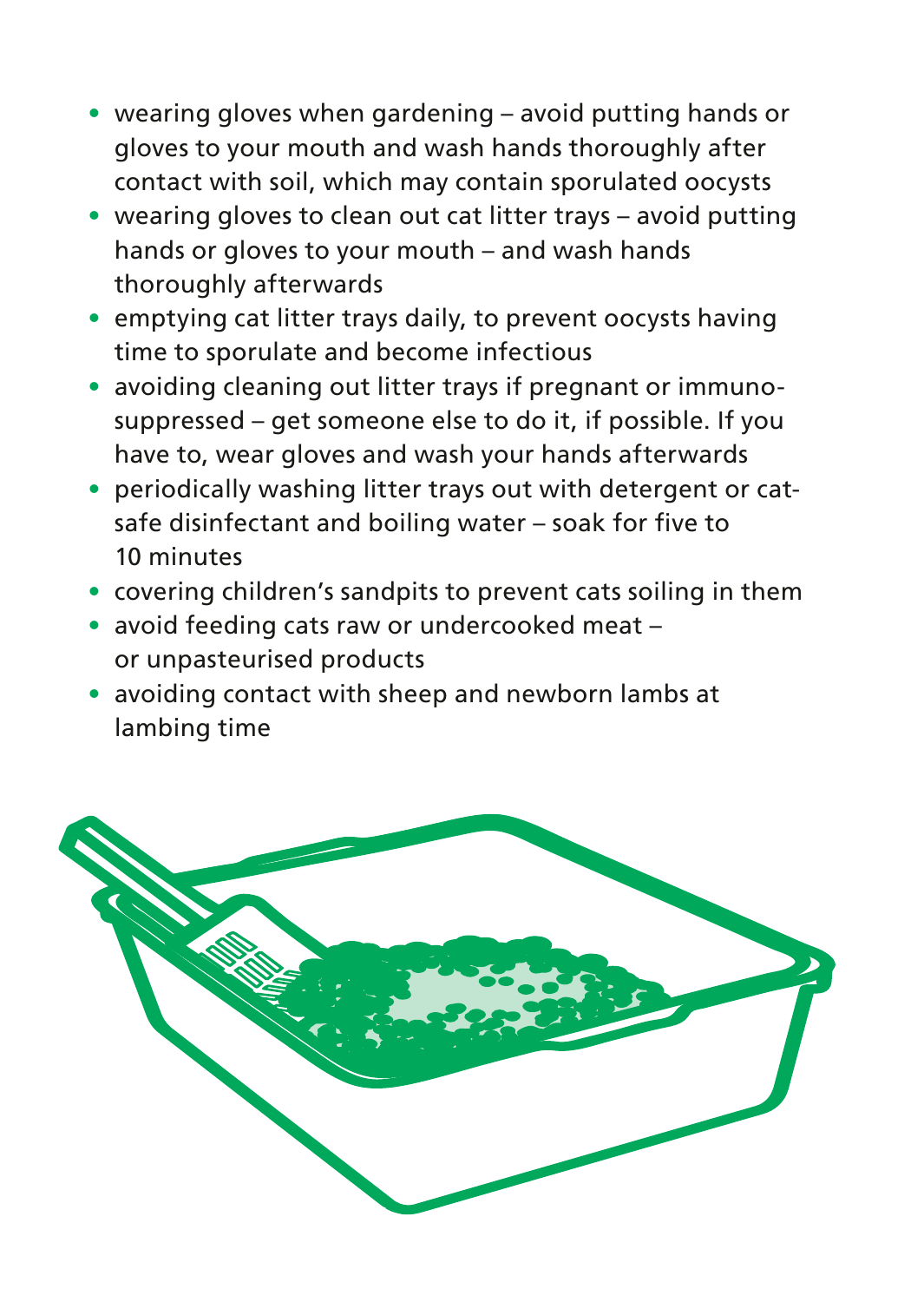- wearing gloves when gardening – avoid putting hands or gloves to your mouth and wash hands thoroughly after contact with soil, which may contain sporulated oocysts
- wearing gloves to clean out cat litter trays – avoid putting hands or gloves to your mouth – and wash hands thoroughly afterwards
- emptying cat litter trays daily, to prevent oocysts having time to sporulate and become infectious
- avoiding cleaning out litter trays if pregnant or immunosuppressed – get someone else to do it, if possible. If you have to, wear gloves and wash your hands afterwards
- periodically washing litter trays out with detergent or cat-safe disinfectant and boiling water – soak for five to 10 minutes
- covering children's sandpits to prevent cats soiling in them
- avoid feeding cats raw or undercooked meat – or unpasteurised products
- avoiding contact with sheep and newborn lambs at lambing time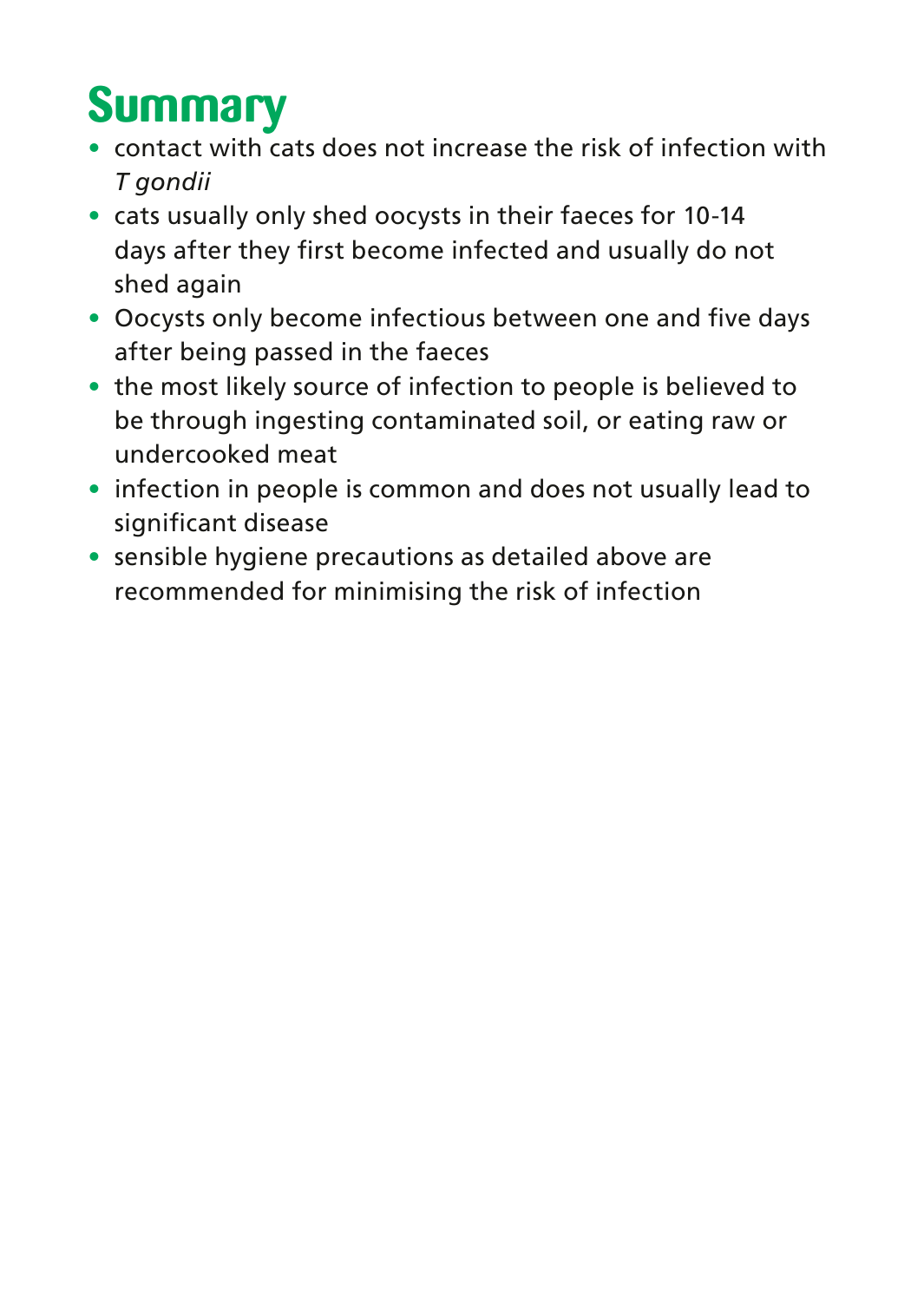# Summary

- contact with cats does not increase the risk of infection with *T gondii*
- cats usually only shed oocysts in their faeces for 10-14 days after they first become infected and usually do not shed again
- Oocysts only become infectious between one and five days after being passed in the faeces
- the most likely source of infection to people is believed to be through ingesting contaminated soil, or eating raw or undercooked meat
- infection in people is common and does not usually lead to significant disease
- sensible hygiene precautions as detailed above are recommended for minimising the risk of infection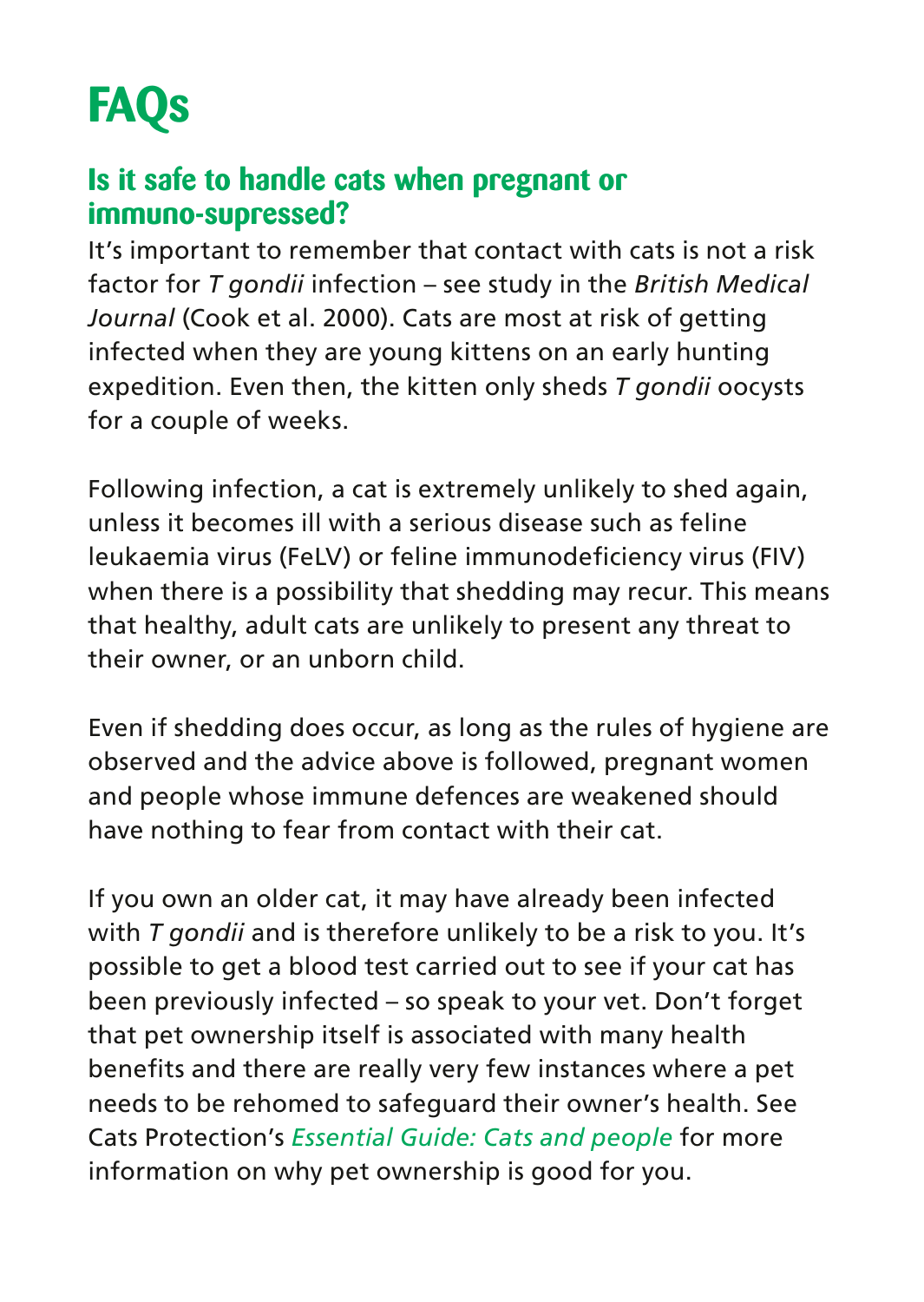# FAQs

## Is it safe to handle cats when pregnant or immuno-supressed?

It's important to remember that contact with cats is not a risk factor for *T gondii* infection – see study in the *British Medical Journal* (Cook et al. 2000). Cats are most at risk of getting infected when they are young kittens on an early hunting expedition. Even then, the kitten only sheds *T gondii* oocysts for a couple of weeks.

Following infection, a cat is extremely unlikely to shed again, unless it becomes ill with a serious disease such as feline leukaemia virus (FeLV) or feline immunodeficiency virus (FIV) when there is a possibility that shedding may recur. This means that healthy, adult cats are unlikely to present any threat to their owner, or an unborn child.

Even if shedding does occur, as long as the rules of hygiene are observed and the advice above is followed, pregnant women and people whose immune defences are weakened should have nothing to fear from contact with their cat.

If you own an older cat, it may have already been infected with *T gondii* and is therefore unlikely to be a risk to you. It's possible to get a blood test carried out to see if your cat has been previously infected – so speak to your vet. Don't forget that pet ownership itself is associated with many health benefits and there are really very few instances where a pet needs to be rehomed to safeguard their owner's health. See Cats Protection's *Essential Guide: Cats and people* for more information on why pet ownership is good for you.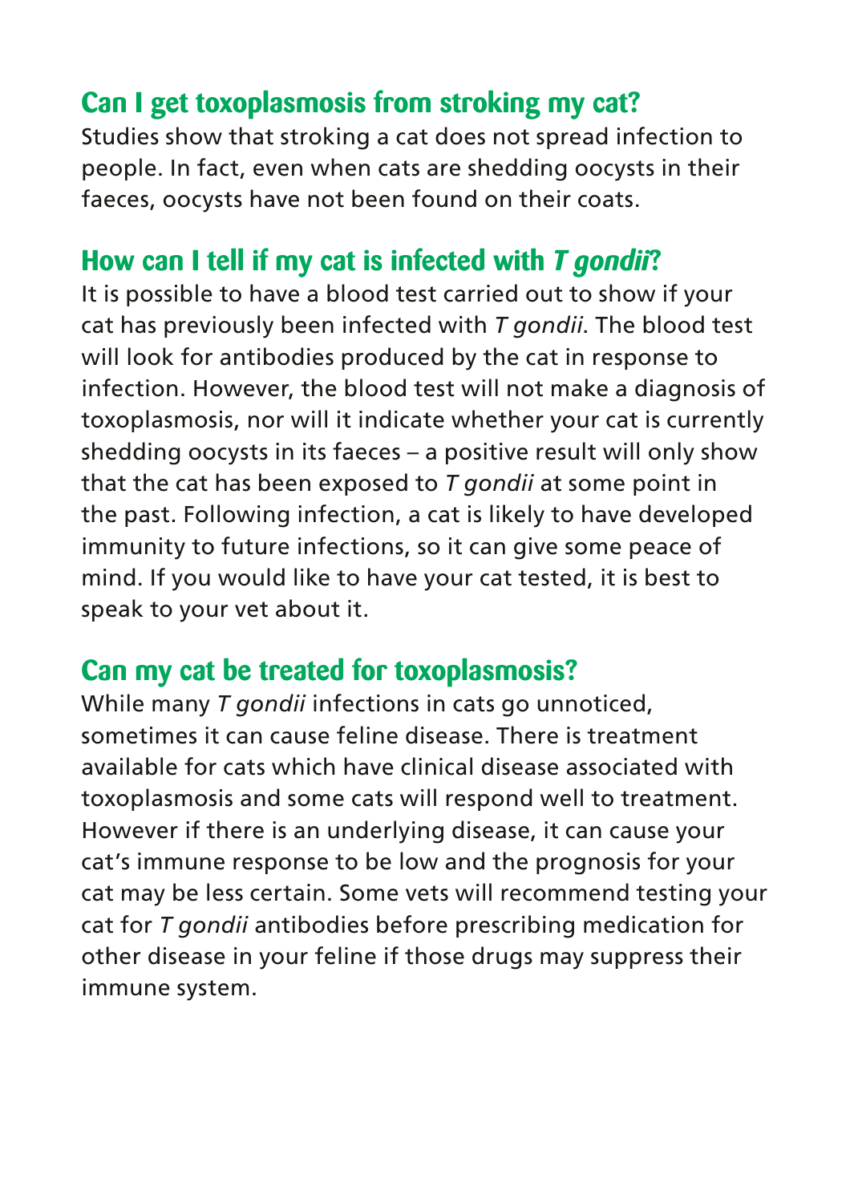## Can I get toxoplasmosis from stroking my cat?

Studies show that stroking a cat does not spread infection to people. In fact, even when cats are shedding oocysts in their faeces, oocysts have not been found on their coats.

## How can I tell if my cat is infected with *T gondii*?

It is possible to have a blood test carried out to show if your cat has previously been infected with *T gondii*. The blood test will look for antibodies produced by the cat in response to infection. However, the blood test will not make a diagnosis of toxoplasmosis, nor will it indicate whether your cat is currently shedding oocysts in its faeces – a positive result will only show that the cat has been exposed to *T gondii* at some point in the past. Following infection, a cat is likely to have developed immunity to future infections, so it can give some peace of mind. If you would like to have your cat tested, it is best to speak to your vet about it.

## Can my cat be treated for toxoplasmosis?

While many *T gondii* infections in cats go unnoticed, sometimes it can cause feline disease. There is treatment available for cats which have clinical disease associated with toxoplasmosis and some cats will respond well to treatment. However if there is an underlying disease, it can cause your cat's immune response to be low and the prognosis for your cat may be less certain. Some vets will recommend testing your cat for *T gondii* antibodies before prescribing medication for other disease in your feline if those drugs may suppress their immune system.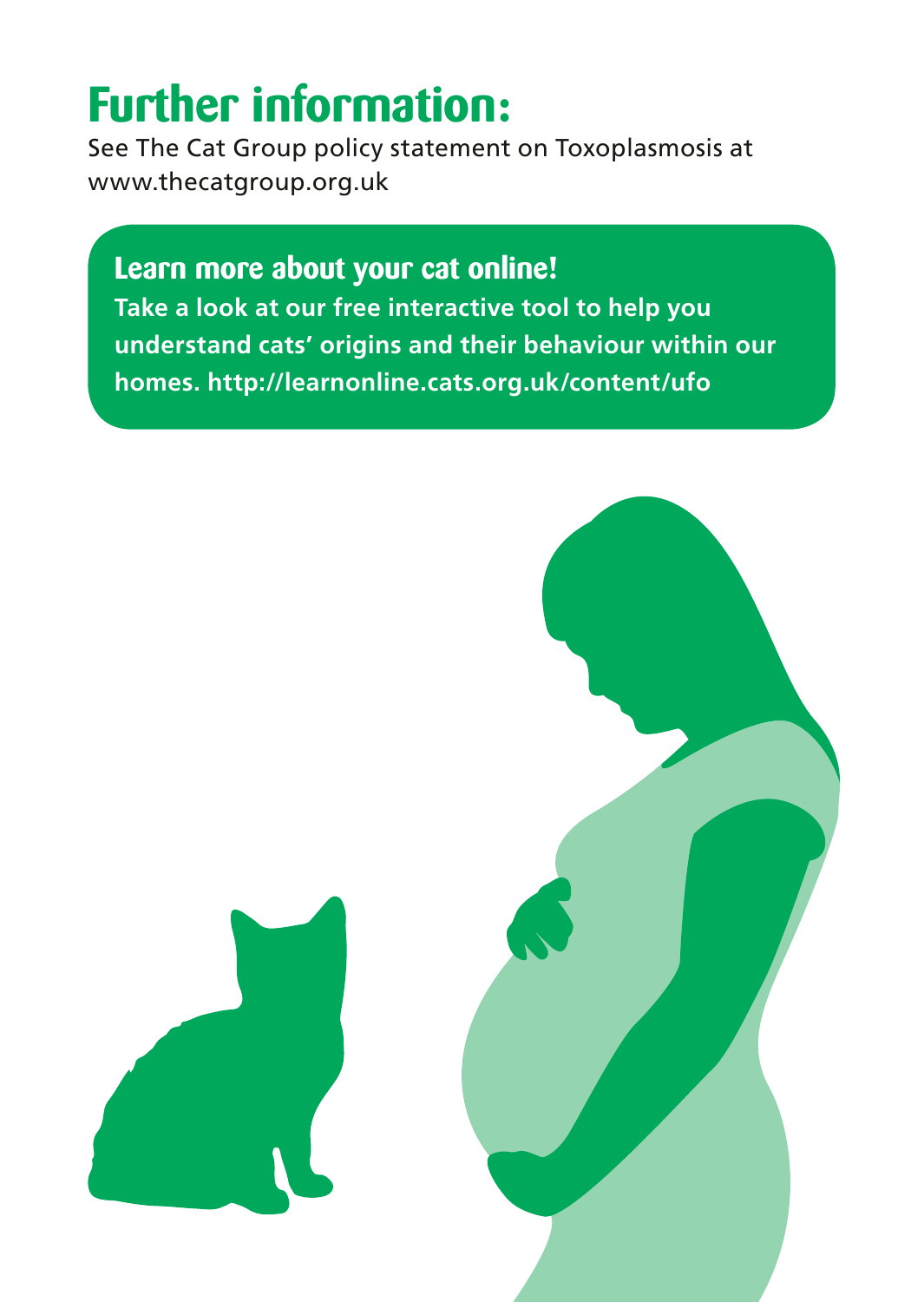# Further information:

See The Cat Group policy statement on Toxoplasmosis at www.thecatgroup.org.uk

## Learn more about your cat online!

**Take a look at our free interactive tool to help you understand cats' origins and their behaviour within our homes. http://learnonline.cats.org.uk/content/ufo**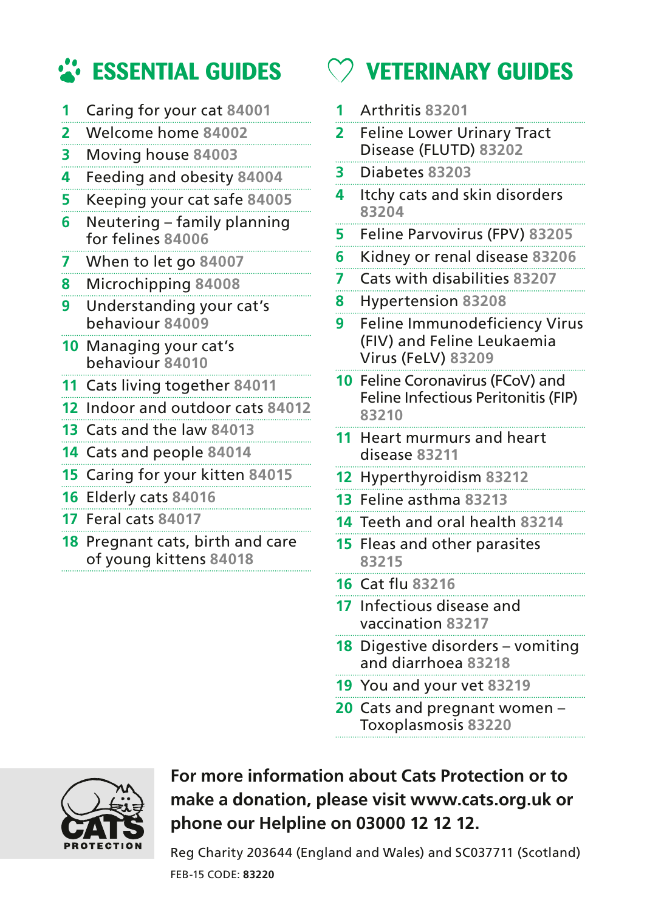## ESSENTIAL GUIDES

1. Caring for your cat 84001
2. Welcome home 84002
3. Moving house 84003
4. Feeding and obesity 84004
5. Keeping your cat safe 84005
6. Neutering – family planning for felines 84006
7. When to let go 84007
8. Microchipping 84008
9. Understanding your cat's behaviour 84009
10. Managing your cat's behaviour 84010
11. Cats living together 84011
12. Indoor and outdoor cats 84012
13. Cats and the law 84013
14. Cats and people 84014
15. Caring for your kitten 84015
16. Elderly cats 84016
17. Feral cats 84017
18. Pregnant cats, birth and care of young kittens 84018

## VETERINARY GUIDES

1. Arthritis 83201
2. Feline Lower Urinary Tract Disease (FLUTD) 83202
3. Diabetes 83203
4. Itchy cats and skin disorders 83204
5. Feline Parvovirus (FPV) 83205
6. Kidney or renal disease 83206
7. Cats with disabilities 83207
8. Hypertension 83208
9. Feline Immunodeficiency Virus (FIV) and Feline Leukaemia Virus (FeLV) 83209
10. Feline Coronavirus (FCoV) and Feline Infectious Peritonitis (FIP) 83210
11. Heart murmurs and heart disease 83211
12. Hyperthyroidism 83212
13. Feline asthma 83213
14. Teeth and oral health 83214
15. Fleas and other parasites 83215
16. Cat flu 83216
17. Infectious disease and vaccination 83217
18. Digestive disorders – vomiting and diarrhoea 83218
19. You and your vet 83219
20. Cats and pregnant women – Toxoplasmosis 83220

CATS PROTECTION

**For more information about Cats Protection or to make a donation, please visit www.cats.org.uk or phone our Helpline on 03000 12 12 12.**

Reg Charity 203644 (England and Wales) and SC037711 (Scotland)

FEB-15 CODE: **83220**